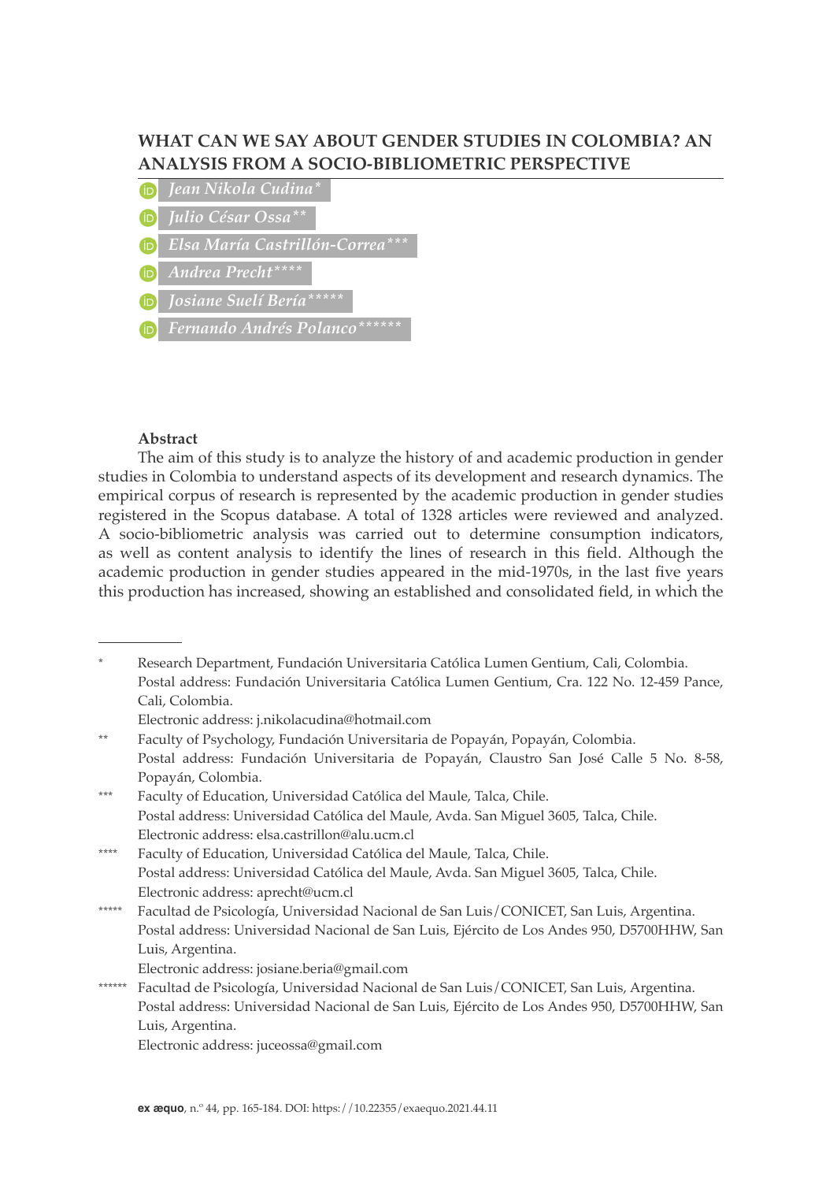# WHAT CAN WE SAY ABOUT GENDER STUDIES IN COLOMBIA? AN ANALYSIS FROM A SOCIO-BIBLIOMETRIC PERSPECTIVE

*Jean Nikola Cudina**

*Julio César Ossa***

*Elsa María Castrillón-Correa****

*Andrea Precht*****

*Josiane Suelí Bería******

*Fernando Andrés Polanco*******

**Abstract**

The aim of this study is to analyze the history of and academic production in gender studies in Colombia to understand aspects of its development and research dynamics. The empirical corpus of research is represented by the academic production in gender studies registered in the Scopus database. A total of 1328 articles were reviewed and analyzed. A socio-bibliometric analysis was carried out to determine consumption indicators, as well as content analysis to identify the lines of research in this field. Although the academic production in gender studies appeared in the mid-1970s, in the last five years this production has increased, showing an established and consolidated field, in which the

---

\* Research Department, Fundación Universitaria Católica Lumen Gentium, Cali, Colombia. Postal address: Fundación Universitaria Católica Lumen Gentium, Cra. 122 No. 12-459 Pance, Cali, Colombia.
Electronic address: j.nikolacudina@hotmail.com

\** Faculty of Psychology, Fundación Universitaria de Popayán, Popayán, Colombia. Postal address: Fundación Universitaria de Popayán, Claustro San José Calle 5 No. 8-58, Popayán, Colombia.

\*** Faculty of Education, Universidad Católica del Maule, Talca, Chile. Postal address: Universidad Católica del Maule, Avda. San Miguel 3605, Talca, Chile.
Electronic address: elsa.castrillon@alu.ucm.cl

\**** Faculty of Education, Universidad Católica del Maule, Talca, Chile. Postal address: Universidad Católica del Maule, Avda. San Miguel 3605, Talca, Chile.
Electronic address: aprecht@ucm.cl

\***** Facultad de Psicología, Universidad Nacional de San Luis/CONICET, San Luis, Argentina. Postal address: Universidad Nacional de San Luis, Ejército de Los Andes 950, D5700HHW, San Luis, Argentina.
Electronic address: josiane.beria@gmail.com

\****** Facultad de Psicología, Universidad Nacional de San Luis/CONICET, San Luis, Argentina. Postal address: Universidad Nacional de San Luis, Ejército de Los Andes 950, D5700HHW, San Luis, Argentina.
Electronic address: juceossa@gmail.com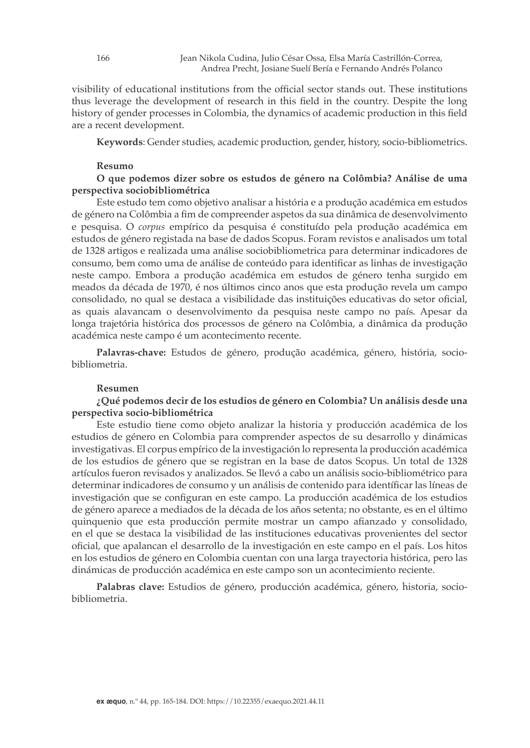visibility of educational institutions from the official sector stands out. These institutions thus leverage the development of research in this field in the country. Despite the long history of gender processes in Colombia, the dynamics of academic production in this field are a recent development.

**Keywords**: Gender studies, academic production, gender, history, socio-bibliometrics.

**Resumo**

**O que podemos dizer sobre os estudos de género na Colômbia? Análise de uma perspectiva sociobibliométrica**

Este estudo tem como objetivo analisar a história e a produção académica em estudos de género na Colômbia a fim de compreender aspetos da sua dinâmica de desenvolvimento e pesquisa. O *corpus* empírico da pesquisa é constituído pela produção académica em estudos de género registada na base de dados Scopus. Foram revistos e analisados um total de 1328 artigos e realizada uma análise sociobibliometrica para determinar indicadores de consumo, bem como uma de análise de conteúdo para identificar as linhas de investigação neste campo. Embora a produção académica em estudos de género tenha surgido em meados da década de 1970, é nos últimos cinco anos que esta produção revela um campo consolidado, no qual se destaca a visibilidade das instituições educativas do setor oficial, as quais alavancam o desenvolvimento da pesquisa neste campo no país. Apesar da longa trajetória histórica dos processos de género na Colômbia, a dinâmica da produção académica neste campo é um acontecimento recente.

**Palavras-chave:** Estudos de género, produção académica, género, história, socio-bibliometria.

**Resumen**

**¿Qué podemos decir de los estudios de género en Colombia? Un análisis desde una perspectiva socio-bibliométrica**

Este estudio tiene como objeto analizar la historia y producción académica de los estudios de género en Colombia para comprender aspectos de su desarrollo y dinámicas investigativas. El corpus empírico de la investigación lo representa la producción académica de los estudios de género que se registran en la base de datos Scopus. Un total de 1328 artículos fueron revisados y analizados. Se llevó a cabo un análisis socio-bibliométrico para determinar indicadores de consumo y un análisis de contenido para identíficar las líneas de investigación que se configuran en este campo. La producción académica de los estudios de género aparece a mediados de la década de los años setenta; no obstante, es en el último quinquenio que esta producción permite mostrar un campo afianzado y consolidado, en el que se destaca la visibilidad de las instituciones educativas provenientes del sector oficial, que apalancan el desarrollo de la investigación en este campo en el país. Los hitos en los estudios de género en Colombia cuentan con una larga trayectoria histórica, pero las dinámicas de producción académica en este campo son un acontecimiento reciente.

**Palabras clave:** Estudios de género, producción académica, género, historia, socio-bibliometria.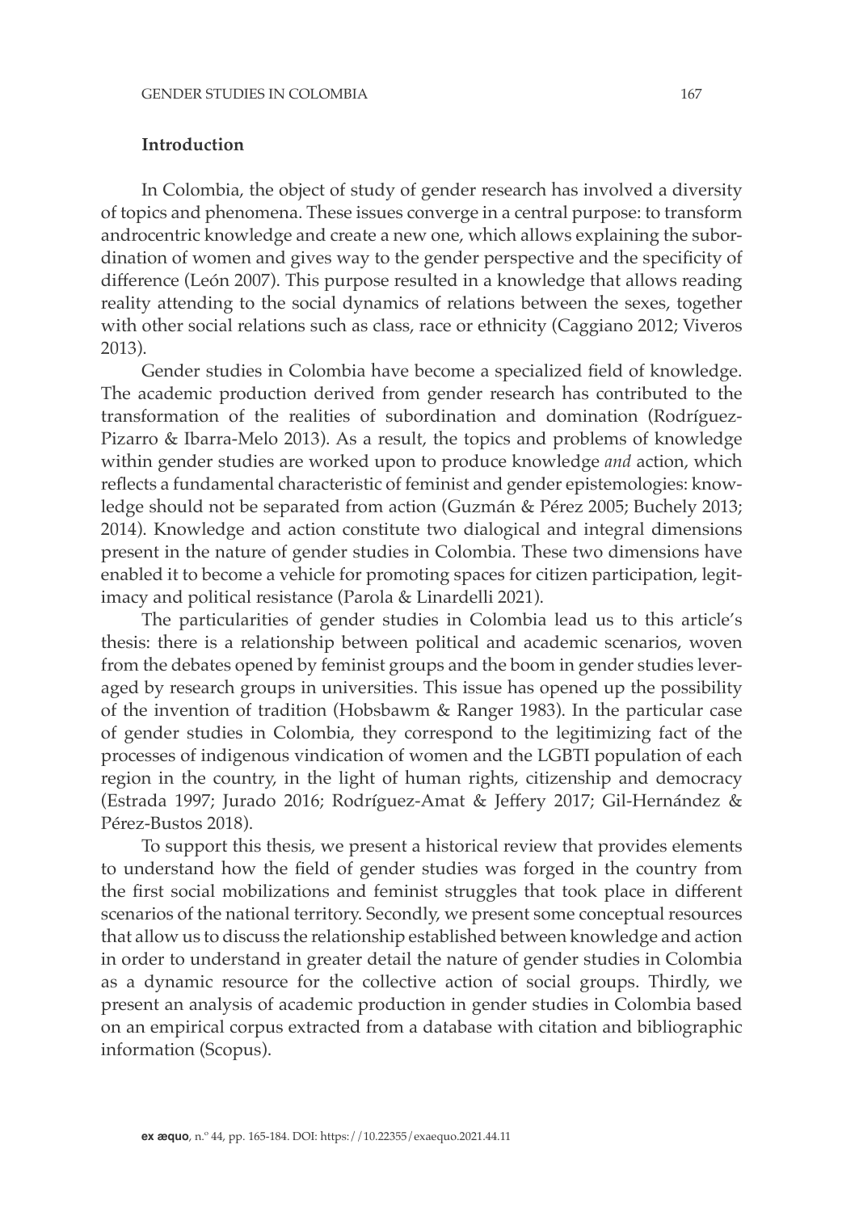## Introduction

In Colombia, the object of study of gender research has involved a diversity of topics and phenomena. These issues converge in a central purpose: to transform androcentric knowledge and create a new one, which allows explaining the subordination of women and gives way to the gender perspective and the specificity of difference (León 2007). This purpose resulted in a knowledge that allows reading reality attending to the social dynamics of relations between the sexes, together with other social relations such as class, race or ethnicity (Caggiano 2012; Viveros 2013).

Gender studies in Colombia have become a specialized field of knowledge. The academic production derived from gender research has contributed to the transformation of the realities of subordination and domination (Rodríguez-Pizarro & Ibarra-Melo 2013). As a result, the topics and problems of knowledge within gender studies are worked upon to produce knowledge *and* action, which reflects a fundamental characteristic of feminist and gender epistemologies: knowledge should not be separated from action (Guzmán & Pérez 2005; Buchely 2013; 2014). Knowledge and action constitute two dialogical and integral dimensions present in the nature of gender studies in Colombia. These two dimensions have enabled it to become a vehicle for promoting spaces for citizen participation, legitimacy and political resistance (Parola & Linardelli 2021).

The particularities of gender studies in Colombia lead us to this article's thesis: there is a relationship between political and academic scenarios, woven from the debates opened by feminist groups and the boom in gender studies leveraged by research groups in universities. This issue has opened up the possibility of the invention of tradition (Hobsbawm & Ranger 1983). In the particular case of gender studies in Colombia, they correspond to the legitimizing fact of the processes of indigenous vindication of women and the LGBTI population of each region in the country, in the light of human rights, citizenship and democracy (Estrada 1997; Jurado 2016; Rodríguez-Amat & Jeffery 2017; Gil-Hernández & Pérez-Bustos 2018).

To support this thesis, we present a historical review that provides elements to understand how the field of gender studies was forged in the country from the first social mobilizations and feminist struggles that took place in different scenarios of the national territory. Secondly, we present some conceptual resources that allow us to discuss the relationship established between knowledge and action in order to understand in greater detail the nature of gender studies in Colombia as a dynamic resource for the collective action of social groups. Thirdly, we present an analysis of academic production in gender studies in Colombia based on an empirical corpus extracted from a database with citation and bibliographic information (Scopus).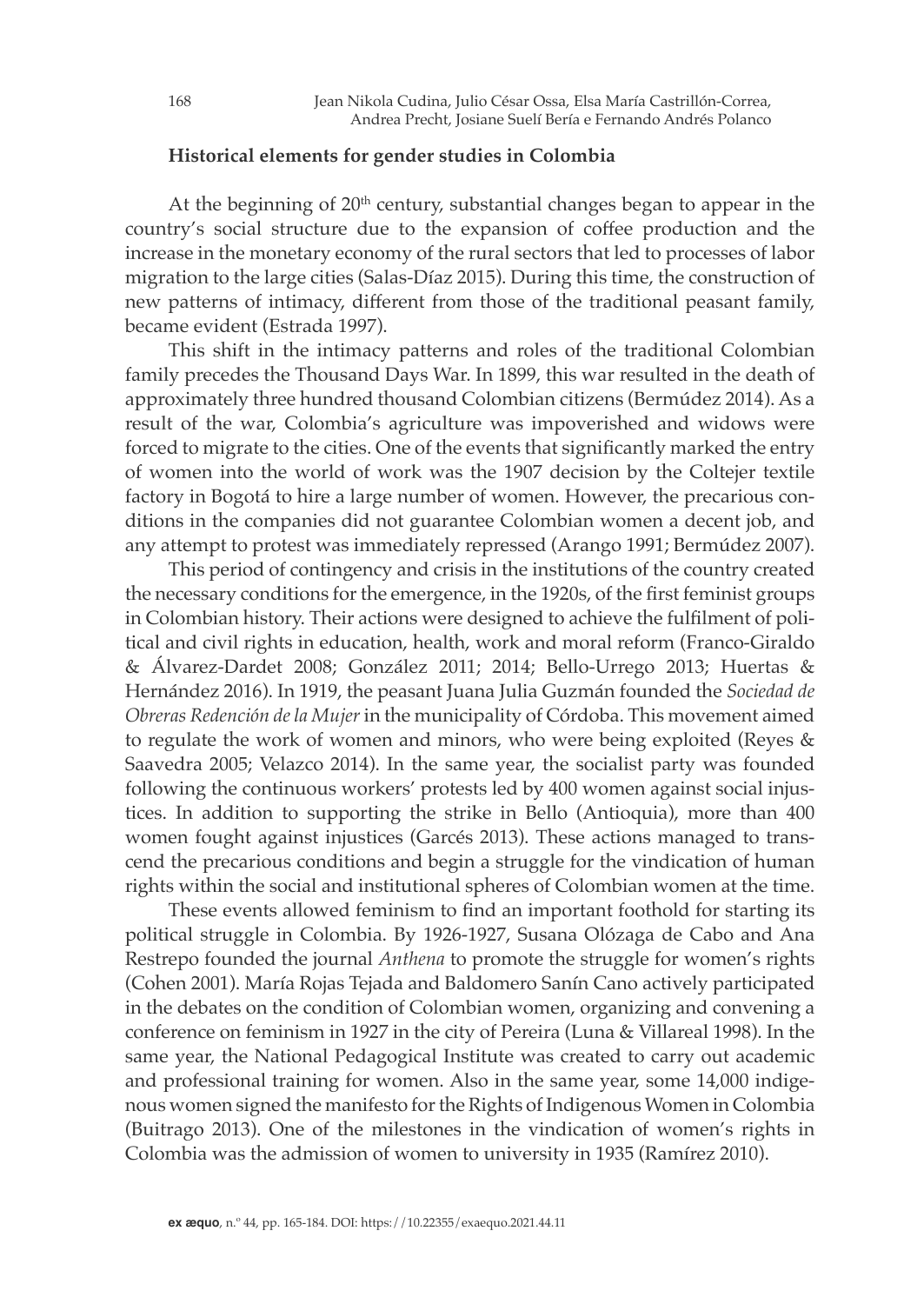## Historical elements for gender studies in Colombia

At the beginning of $20^{th}$ century, substantial changes began to appear in the country's social structure due to the expansion of coffee production and the increase in the monetary economy of the rural sectors that led to processes of labor migration to the large cities (Salas-Díaz 2015). During this time, the construction of new patterns of intimacy, different from those of the traditional peasant family, became evident (Estrada 1997).

This shift in the intimacy patterns and roles of the traditional Colombian family precedes the Thousand Days War. In 1899, this war resulted in the death of approximately three hundred thousand Colombian citizens (Bermúdez 2014). As a result of the war, Colombia's agriculture was impoverished and widows were forced to migrate to the cities. One of the events that significantly marked the entry of women into the world of work was the 1907 decision by the Coltejer textile factory in Bogotá to hire a large number of women. However, the precarious conditions in the companies did not guarantee Colombian women a decent job, and any attempt to protest was immediately repressed (Arango 1991; Bermúdez 2007).

This period of contingency and crisis in the institutions of the country created the necessary conditions for the emergence, in the 1920s, of the first feminist groups in Colombian history. Their actions were designed to achieve the fulfilment of political and civil rights in education, health, work and moral reform (Franco-Giraldo & Álvarez-Dardet 2008; González 2011; 2014; Bello-Urrego 2013; Huertas & Hernández 2016). In 1919, the peasant Juana Julia Guzmán founded the *Sociedad de Obreras Redención de la Mujer* in the municipality of Córdoba. This movement aimed to regulate the work of women and minors, who were being exploited (Reyes & Saavedra 2005; Velazco 2014). In the same year, the socialist party was founded following the continuous workers' protests led by 400 women against social injustices. In addition to supporting the strike in Bello (Antioquia), more than 400 women fought against injustices (Garcés 2013). These actions managed to transcend the precarious conditions and begin a struggle for the vindication of human rights within the social and institutional spheres of Colombian women at the time.

These events allowed feminism to find an important foothold for starting its political struggle in Colombia. By 1926-1927, Susana Olózaga de Cabo and Ana Restrepo founded the journal *Anthena* to promote the struggle for women's rights (Cohen 2001). María Rojas Tejada and Baldomero Sanín Cano actively participated in the debates on the condition of Colombian women, organizing and convening a conference on feminism in 1927 in the city of Pereira (Luna & Villareal 1998). In the same year, the National Pedagogical Institute was created to carry out academic and professional training for women. Also in the same year, some 14,000 indigenous women signed the manifesto for the Rights of Indigenous Women in Colombia (Buitrago 2013). One of the milestones in the vindication of women's rights in Colombia was the admission of women to university in 1935 (Ramírez 2010).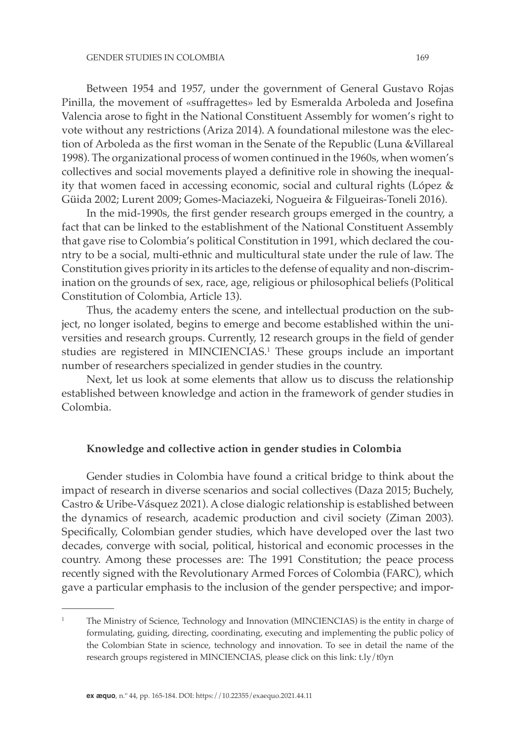Between 1954 and 1957, under the government of General Gustavo Rojas Pinilla, the movement of «suffragettes» led by Esmeralda Arboleda and Josefina Valencia arose to fight in the National Constituent Assembly for women's right to vote without any restrictions (Ariza 2014). A foundational milestone was the election of Arboleda as the first woman in the Senate of the Republic (Luna &Villareal 1998). The organizational process of women continued in the 1960s, when women's collectives and social movements played a definitive role in showing the inequality that women faced in accessing economic, social and cultural rights (López & Güida 2002; Lurent 2009; Gomes-Maciazeki, Nogueira & Filgueiras-Toneli 2016).

In the mid-1990s, the first gender research groups emerged in the country, a fact that can be linked to the establishment of the National Constituent Assembly that gave rise to Colombia's political Constitution in 1991, which declared the country to be a social, multi-ethnic and multicultural state under the rule of law. The Constitution gives priority in its articles to the defense of equality and non-discrimination on the grounds of sex, race, age, religious or philosophical beliefs (Political Constitution of Colombia, Article 13).

Thus, the academy enters the scene, and intellectual production on the subject, no longer isolated, begins to emerge and become established within the universities and research groups. Currently, 12 research groups in the field of gender studies are registered in MINCIENCIAS.[1] These groups include an important number of researchers specialized in gender studies in the country.

Next, let us look at some elements that allow us to discuss the relationship established between knowledge and action in the framework of gender studies in Colombia.

## Knowledge and collective action in gender studies in Colombia

Gender studies in Colombia have found a critical bridge to think about the impact of research in diverse scenarios and social collectives (Daza 2015; Buchely, Castro & Uribe-Vásquez 2021). A close dialogic relationship is established between the dynamics of research, academic production and civil society (Ziman 2003). Specifically, Colombian gender studies, which have developed over the last two decades, converge with social, political, historical and economic processes in the country. Among these processes are: The 1991 Constitution; the peace process recently signed with the Revolutionary Armed Forces of Colombia (FARC), which gave a particular emphasis to the inclusion of the gender perspective; and impor-

---

[1] The Ministry of Science, Technology and Innovation (MINCIENCIAS) is the entity in charge of formulating, guiding, directing, coordinating, executing and implementing the public policy of the Colombian State in science, technology and innovation. To see in detail the name of the research groups registered in MINCIENCIAS, please click on this link: t.ly/t0yn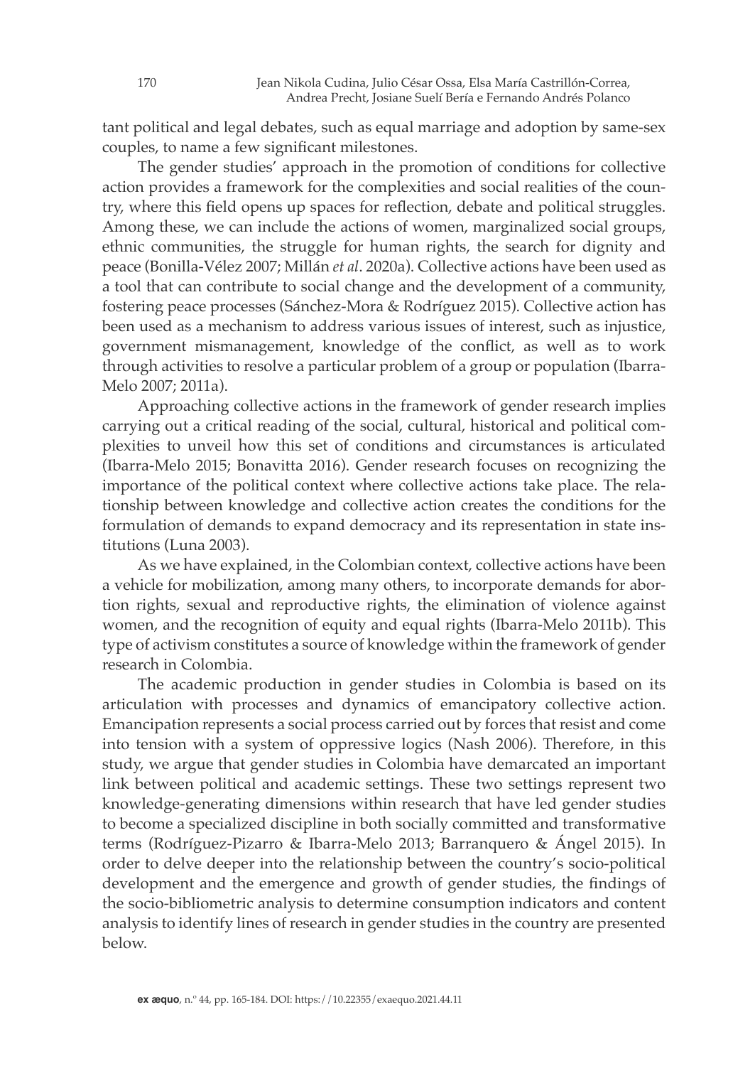tant political and legal debates, such as equal marriage and adoption by same-sex couples, to name a few significant milestones.

The gender studies' approach in the promotion of conditions for collective action provides a framework for the complexities and social realities of the country, where this field opens up spaces for reflection, debate and political struggles. Among these, we can include the actions of women, marginalized social groups, ethnic communities, the struggle for human rights, the search for dignity and peace (Bonilla-Vélez 2007; Millán *et al*. 2020a). Collective actions have been used as a tool that can contribute to social change and the development of a community, fostering peace processes (Sánchez-Mora & Rodríguez 2015). Collective action has been used as a mechanism to address various issues of interest, such as injustice, government mismanagement, knowledge of the conflict, as well as to work through activities to resolve a particular problem of a group or population (Ibarra-Melo 2007; 2011a).

Approaching collective actions in the framework of gender research implies carrying out a critical reading of the social, cultural, historical and political complexities to unveil how this set of conditions and circumstances is articulated (Ibarra-Melo 2015; Bonavitta 2016). Gender research focuses on recognizing the importance of the political context where collective actions take place. The relationship between knowledge and collective action creates the conditions for the formulation of demands to expand democracy and its representation in state institutions (Luna 2003).

As we have explained, in the Colombian context, collective actions have been a vehicle for mobilization, among many others, to incorporate demands for abortion rights, sexual and reproductive rights, the elimination of violence against women, and the recognition of equity and equal rights (Ibarra-Melo 2011b). This type of activism constitutes a source of knowledge within the framework of gender research in Colombia.

The academic production in gender studies in Colombia is based on its articulation with processes and dynamics of emancipatory collective action. Emancipation represents a social process carried out by forces that resist and come into tension with a system of oppressive logics (Nash 2006). Therefore, in this study, we argue that gender studies in Colombia have demarcated an important link between political and academic settings. These two settings represent two knowledge-generating dimensions within research that have led gender studies to become a specialized discipline in both socially committed and transformative terms (Rodríguez-Pizarro & Ibarra-Melo 2013; Barranquero & Ángel 2015). In order to delve deeper into the relationship between the country's socio-political development and the emergence and growth of gender studies, the findings of the socio-bibliometric analysis to determine consumption indicators and content analysis to identify lines of research in gender studies in the country are presented below.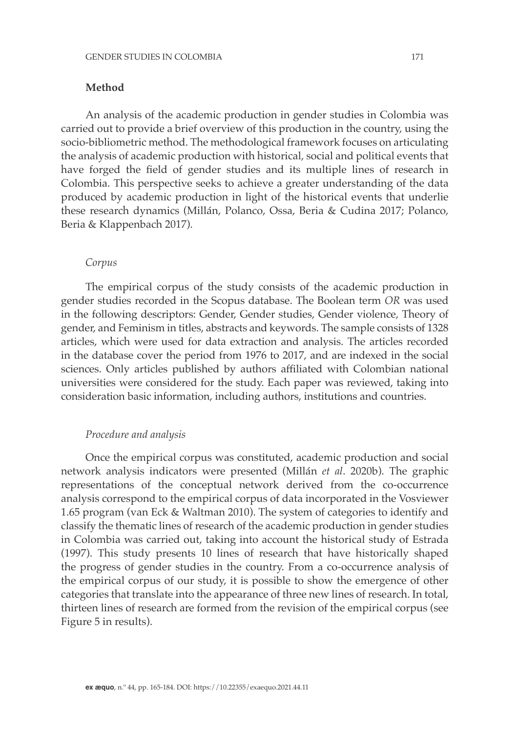## Method

An analysis of the academic production in gender studies in Colombia was carried out to provide a brief overview of this production in the country, using the socio-bibliometric method. The methodological framework focuses on articulating the analysis of academic production with historical, social and political events that have forged the field of gender studies and its multiple lines of research in Colombia. This perspective seeks to achieve a greater understanding of the data produced by academic production in light of the historical events that underlie these research dynamics (Millán, Polanco, Ossa, Beria & Cudina 2017; Polanco, Beria & Klappenbach 2017).

### *Corpus*

The empirical corpus of the study consists of the academic production in gender studies recorded in the Scopus database. The Boolean term *OR* was used in the following descriptors: Gender, Gender studies, Gender violence, Theory of gender, and Feminism in titles, abstracts and keywords. The sample consists of 1328 articles, which were used for data extraction and analysis. The articles recorded in the database cover the period from 1976 to 2017, and are indexed in the social sciences. Only articles published by authors affiliated with Colombian national universities were considered for the study. Each paper was reviewed, taking into consideration basic information, including authors, institutions and countries.

### *Procedure and analysis*

Once the empirical corpus was constituted, academic production and social network analysis indicators were presented (Millán *et al*. 2020b). The graphic representations of the conceptual network derived from the co-occurrence analysis correspond to the empirical corpus of data incorporated in the Vosviewer 1.65 program (van Eck & Waltman 2010). The system of categories to identify and classify the thematic lines of research of the academic production in gender studies in Colombia was carried out, taking into account the historical study of Estrada (1997). This study presents 10 lines of research that have historically shaped the progress of gender studies in the country. From a co-occurrence analysis of the empirical corpus of our study, it is possible to show the emergence of other categories that translate into the appearance of three new lines of research. In total, thirteen lines of research are formed from the revision of the empirical corpus (see Figure 5 in results).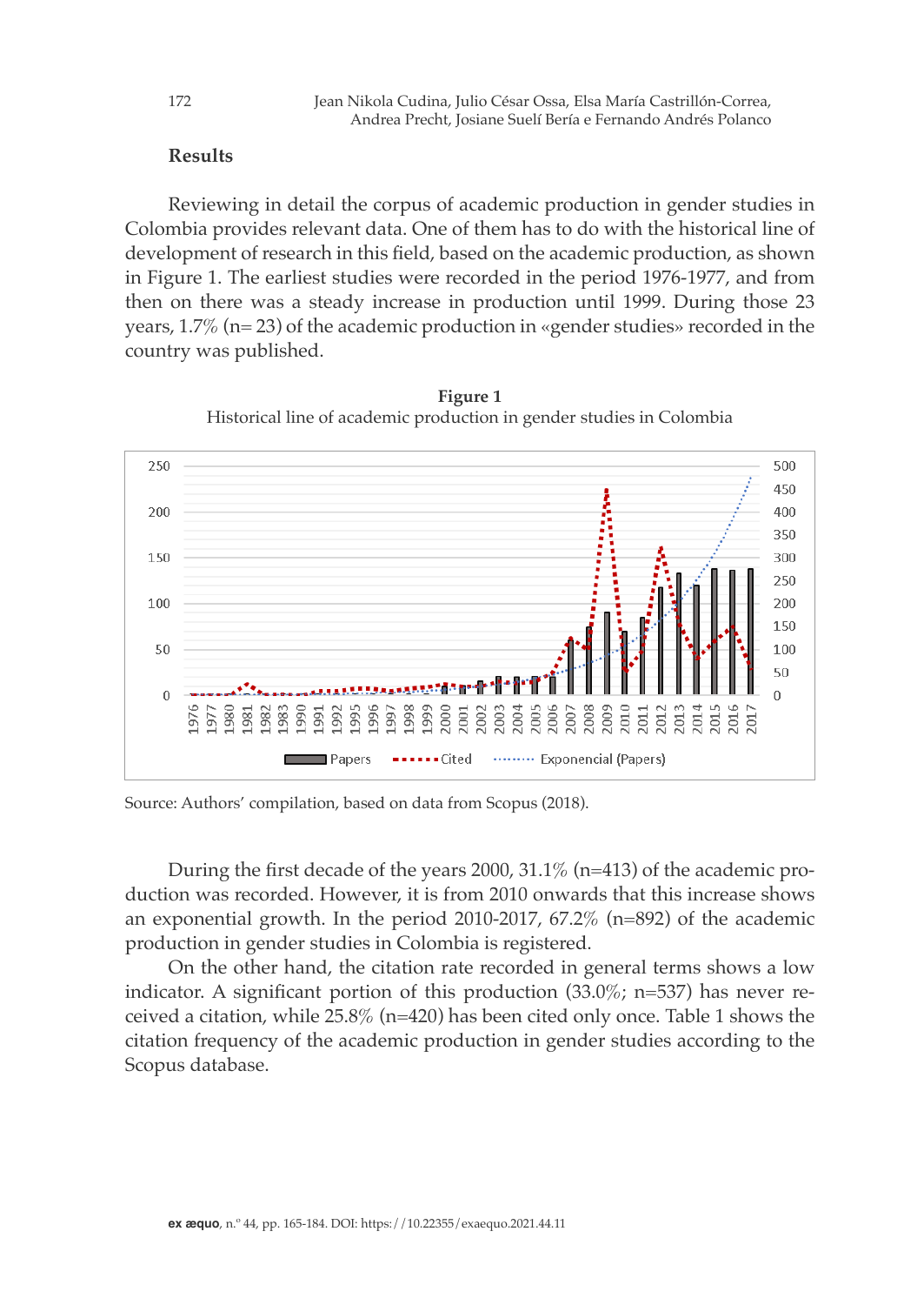## Results

Reviewing in detail the corpus of academic production in gender studies in Colombia provides relevant data. One of them has to do with the historical line of development of research in this field, based on the academic production, as shown in Figure 1. The earliest studies were recorded in the period 1976-1977, and from then on there was a steady increase in production until 1999. During those 23 years, 1.7% (n= 23) of the academic production in «gender studies» recorded in the country was published.

**Figure 1**

Historical line of academic production in gender studies in Colombia

Source: Authors' compilation, based on data from Scopus (2018).

During the first decade of the years 2000, 31.1% (n=413) of the academic production was recorded. However, it is from 2010 onwards that this increase shows an exponential growth. In the period 2010-2017, 67.2% (n=892) of the academic production in gender studies in Colombia is registered.

On the other hand, the citation rate recorded in general terms shows a low indicator. A significant portion of this production (33.0%; n=537) has never received a citation, while 25.8% (n=420) has been cited only once. Table 1 shows the citation frequency of the academic production in gender studies according to the Scopus database.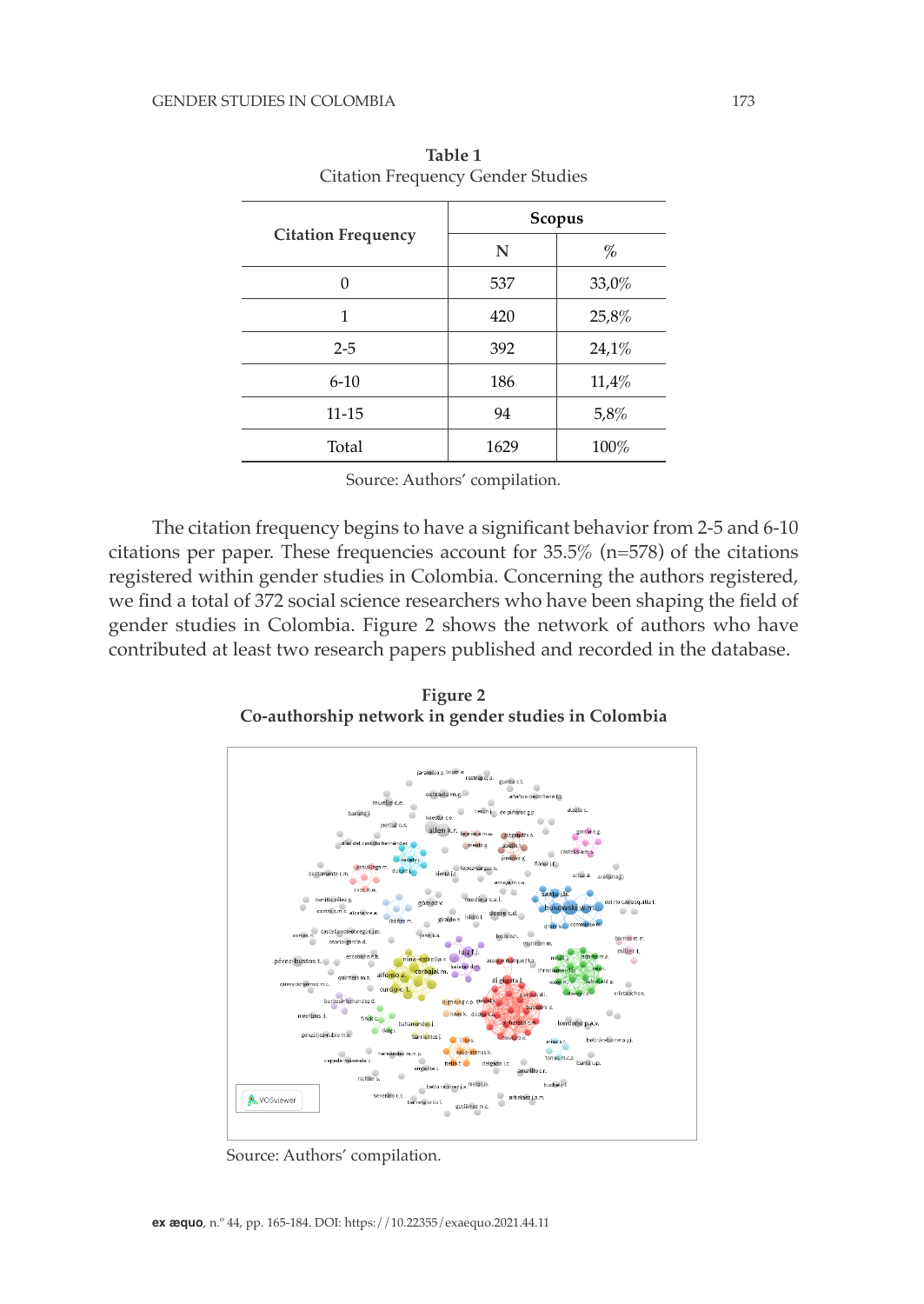**Table 1**
Citation Frequency Gender Studies

| Citation Frequency | Scopus | |
|---|---|---|
| | N | % |
| 0 | 537 | 33,0% |
| 1 | 420 | 25,8% |
| 2-5 | 392 | 24,1% |
| 6-10 | 186 | 11,4% |
| 11-15 | 94 | 5,8% |
| Total | 1629 | 100% |

Source: Authors' compilation.

The citation frequency begins to have a significant behavior from 2-5 and 6-10 citations per paper. These frequencies account for 35.5% (n=578) of the citations registered within gender studies in Colombia. Concerning the authors registered, we find a total of 372 social science researchers who have been shaping the field of gender studies in Colombia. Figure 2 shows the network of authors who have contributed at least two research papers published and recorded in the database.

**Figure 2**
**Co-authorship network in gender studies in Colombia**

Source: Authors' compilation.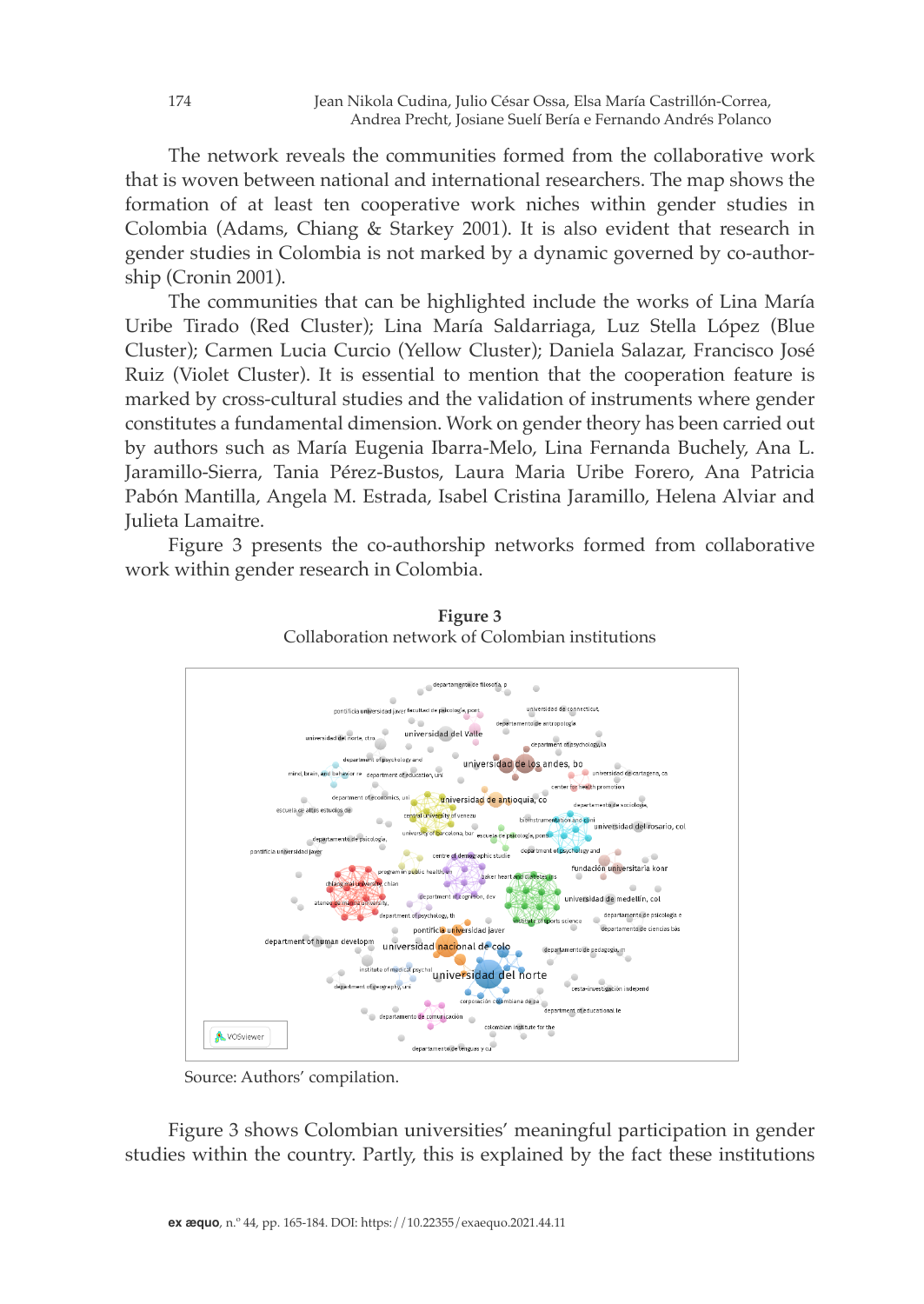The network reveals the communities formed from the collaborative work that is woven between national and international researchers. The map shows the formation of at least ten cooperative work niches within gender studies in Colombia (Adams, Chiang & Starkey 2001). It is also evident that research in gender studies in Colombia is not marked by a dynamic governed by co-authorship (Cronin 2001).

The communities that can be highlighted include the works of Lina María Uribe Tirado (Red Cluster); Lina María Saldarriaga, Luz Stella López (Blue Cluster); Carmen Lucia Curcio (Yellow Cluster); Daniela Salazar, Francisco José Ruiz (Violet Cluster). It is essential to mention that the cooperation feature is marked by cross-cultural studies and the validation of instruments where gender constitutes a fundamental dimension. Work on gender theory has been carried out by authors such as María Eugenia Ibarra-Melo, Lina Fernanda Buchely, Ana L. Jaramillo-Sierra, Tania Pérez-Bustos, Laura Maria Uribe Forero, Ana Patricia Pabón Mantilla, Angela M. Estrada, Isabel Cristina Jaramillo, Helena Alviar and Julieta Lamaitre.

Figure 3 presents the co-authorship networks formed from collaborative work within gender research in Colombia.

**Figure 3**
Collaboration network of Colombian institutions

Source: Authors' compilation.

Figure 3 shows Colombian universities' meaningful participation in gender studies within the country. Partly, this is explained by the fact these institutions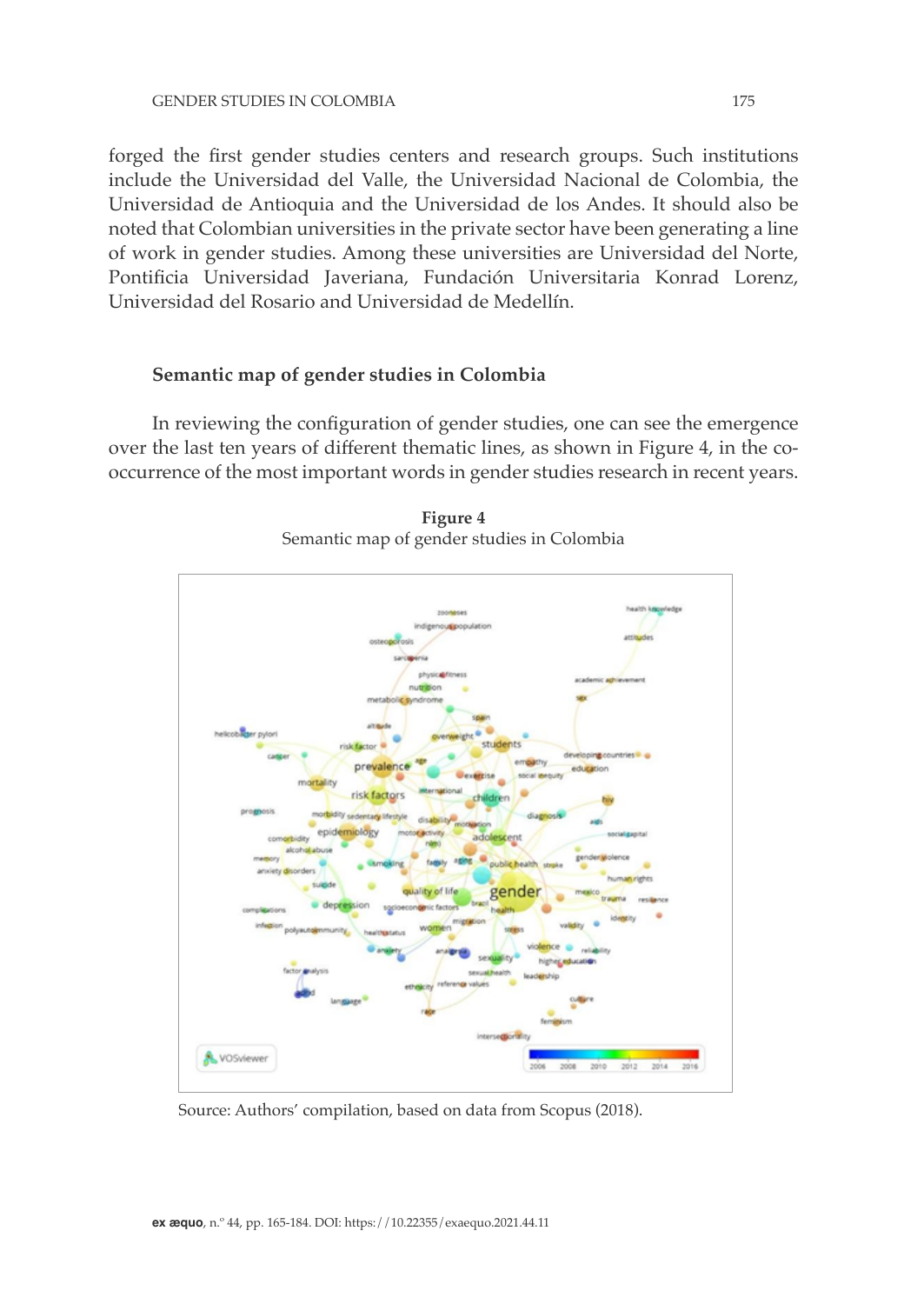forged the first gender studies centers and research groups. Such institutions include the Universidad del Valle, the Universidad Nacional de Colombia, the Universidad de Antioquia and the Universidad de los Andes. It should also be noted that Colombian universities in the private sector have been generating a line of work in gender studies. Among these universities are Universidad del Norte, Pontificia Universidad Javeriana, Fundación Universitaria Konrad Lorenz, Universidad del Rosario and Universidad de Medellín.

## Semantic map of gender studies in Colombia

In reviewing the configuration of gender studies, one can see the emergence over the last ten years of different thematic lines, as shown in Figure 4, in the co-occurrence of the most important words in gender studies research in recent years.

**Figure 4**
Semantic map of gender studies in Colombia

Source: Authors' compilation, based on data from Scopus (2018).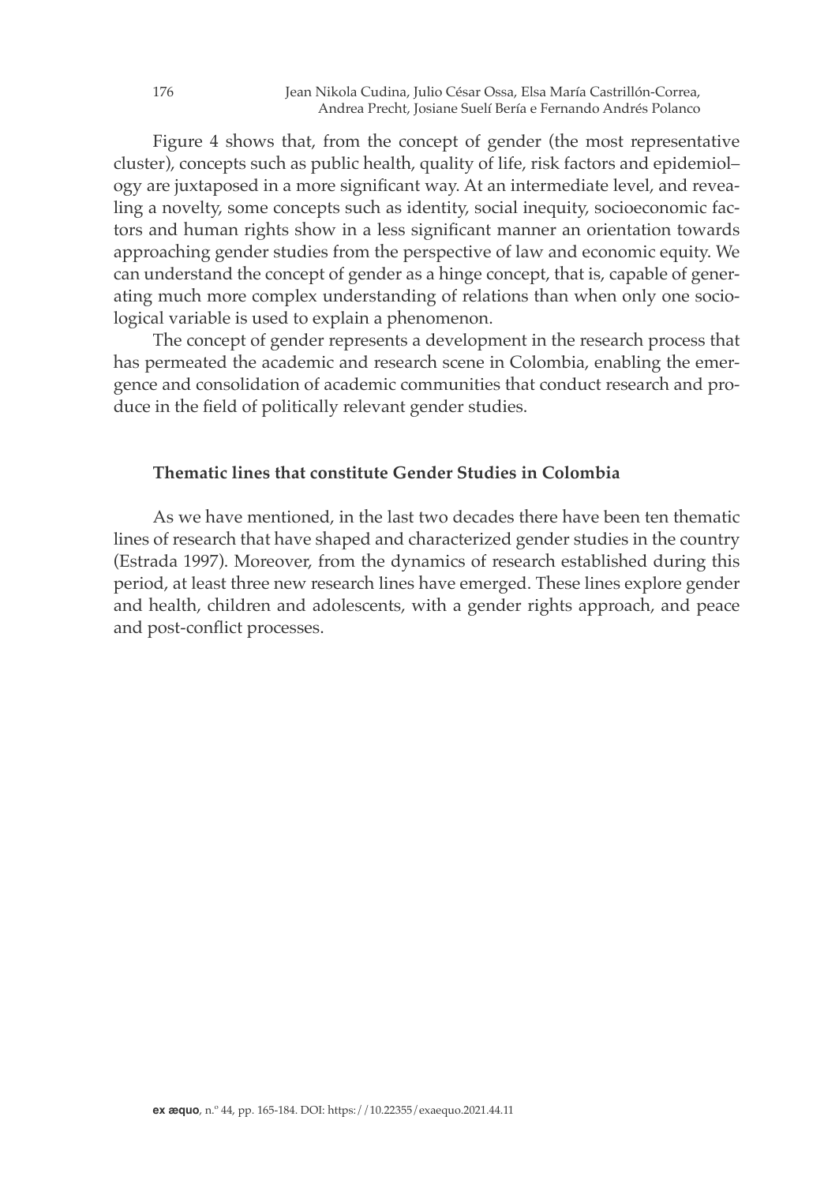Figure 4 shows that, from the concept of gender (the most representative cluster), concepts such as public health, quality of life, risk factors and epidemiology are juxtaposed in a more significant way. At an intermediate level, and revealing a novelty, some concepts such as identity, social inequity, socioeconomic factors and human rights show in a less significant manner an orientation towards approaching gender studies from the perspective of law and economic equity. We can understand the concept of gender as a hinge concept, that is, capable of generating much more complex understanding of relations than when only one sociological variable is used to explain a phenomenon.

The concept of gender represents a development in the research process that has permeated the academic and research scene in Colombia, enabling the emergence and consolidation of academic communities that conduct research and produce in the field of politically relevant gender studies.

### Thematic lines that constitute Gender Studies in Colombia

As we have mentioned, in the last two decades there have been ten thematic lines of research that have shaped and characterized gender studies in the country (Estrada 1997). Moreover, from the dynamics of research established during this period, at least three new research lines have emerged. These lines explore gender and health, children and adolescents, with a gender rights approach, and peace and post-conflict processes.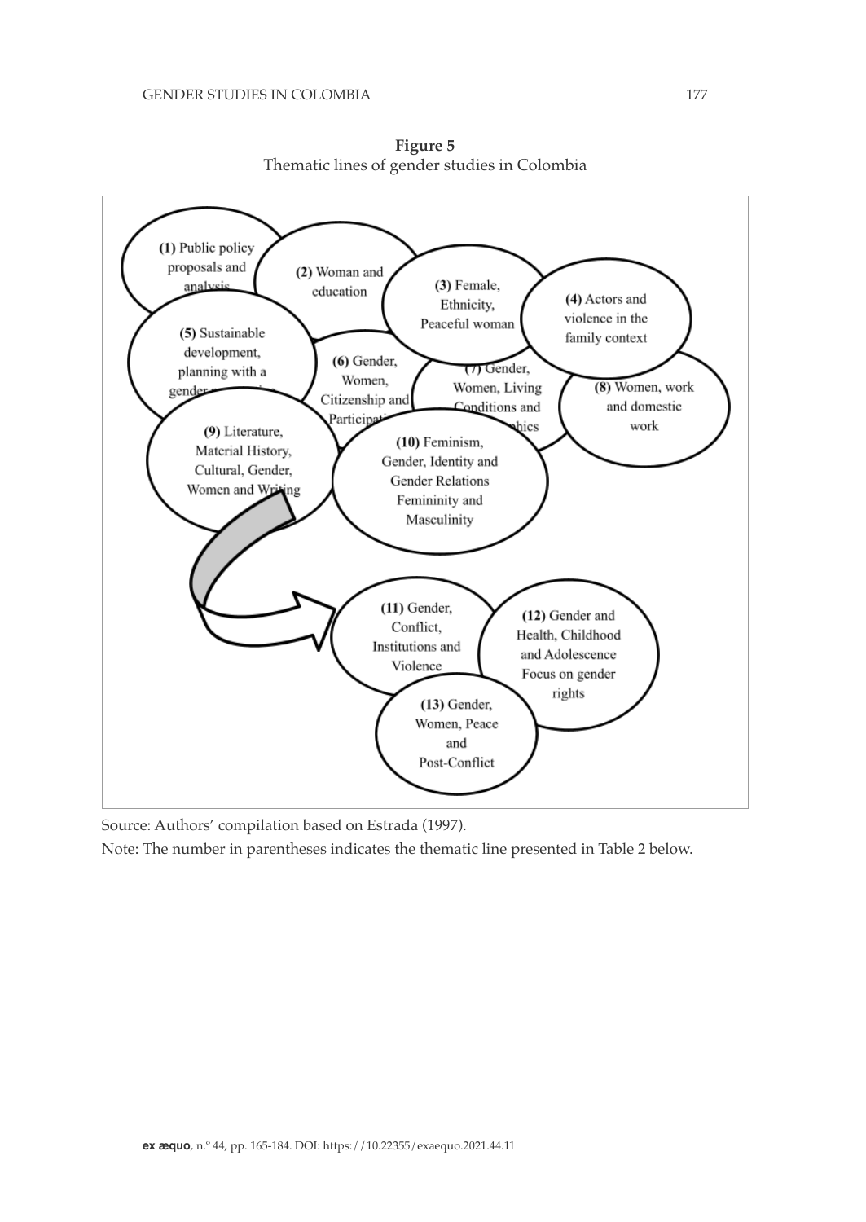**Figure 5**
Thematic lines of gender studies in Colombia

(1) Public policy proposals and analysis

(2) Woman and education

(3) Female, Ethnicity, Peaceful woman

(4) Actors and violence in the family context

(5) Sustainable development, planning with a gender perspective

(6) Gender, Women, Citizenship and Participation

(7) Gender, Women, Living Conditions and Demographics

(8) Women, work and domestic work

(9) Literature, Material History, Cultural, Gender, Women and Writing

(10) Feminism, Gender, Identity and Gender Relations Femininity and Masculinity

(11) Gender, Conflict, Institutions and Violence

(12) Gender and Health, Childhood and Adolescence Focus on gender rights

(13) Gender, Women, Peace and Post-Conflict

Source: Authors' compilation based on Estrada (1997).

Note: The number in parentheses indicates the thematic line presented in Table 2 below.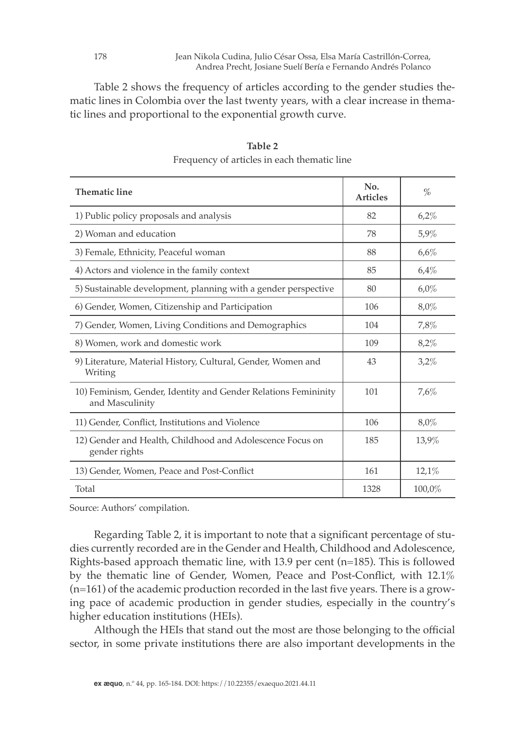Table 2 shows the frequency of articles according to the gender studies thematic lines in Colombia over the last twenty years, with a clear increase in thematic lines and proportional to the exponential growth curve.

**Table 2**
Frequency of articles in each thematic line

| **Thematic line** | **No. Articles** | % |
|---|---|---|
| 1) Public policy proposals and analysis | 82 | 6,2% |
| 2) Woman and education | 78 | 5,9% |
| 3) Female, Ethnicity, Peaceful woman | 88 | 6,6% |
| 4) Actors and violence in the family context | 85 | 6,4% |
| 5) Sustainable development, planning with a gender perspective | 80 | 6,0% |
| 6) Gender, Women, Citizenship and Participation | 106 | 8,0% |
| 7) Gender, Women, Living Conditions and Demographics | 104 | 7,8% |
| 8) Women, work and domestic work | 109 | 8,2% |
| 9) Literature, Material History, Cultural, Gender, Women and Writing | 43 | 3,2% |
| 10) Feminism, Gender, Identity and Gender Relations Femininity and Masculinity | 101 | 7,6% |
| 11) Gender, Conflict, Institutions and Violence | 106 | 8,0% |
| 12) Gender and Health, Childhood and Adolescence Focus on gender rights | 185 | 13,9% |
| 13) Gender, Women, Peace and Post-Conflict | 161 | 12,1% |
| Total | 1328 | 100,0% |

Source: Authors' compilation.

Regarding Table 2, it is important to note that a significant percentage of studies currently recorded are in the Gender and Health, Childhood and Adolescence, Rights-based approach thematic line, with 13.9 per cent (n=185). This is followed by the thematic line of Gender, Women, Peace and Post-Conflict, with 12.1% (n=161) of the academic production recorded in the last five years. There is a growing pace of academic production in gender studies, especially in the country's higher education institutions (HEIs).

Although the HEIs that stand out the most are those belonging to the official sector, in some private institutions there are also important developments in the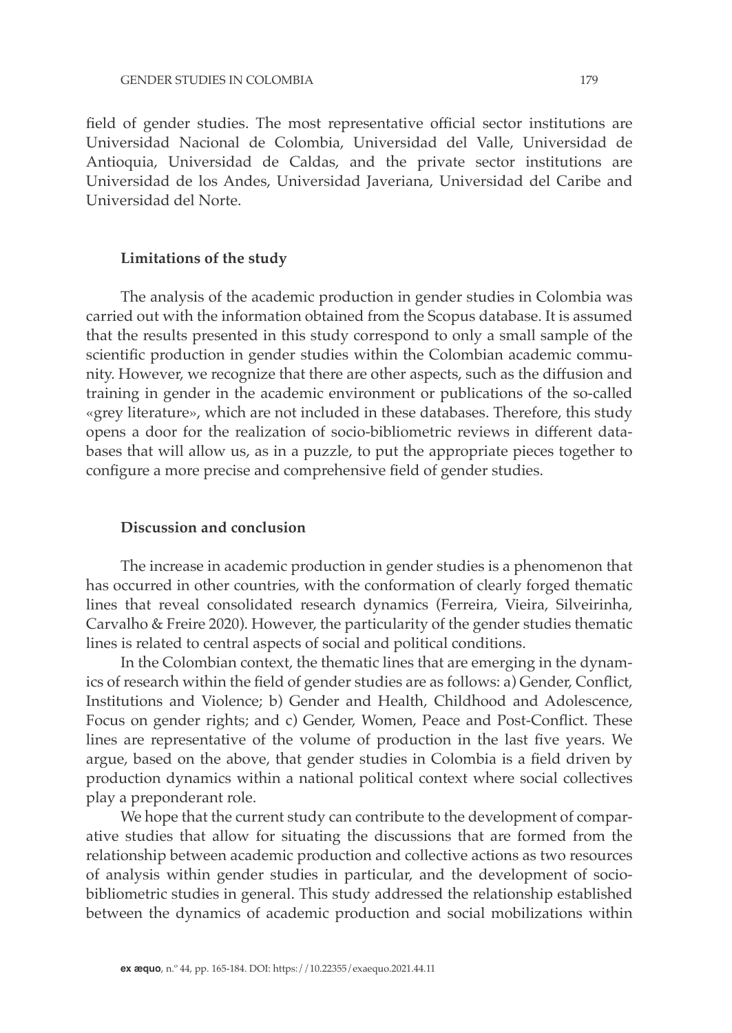field of gender studies. The most representative official sector institutions are Universidad Nacional de Colombia, Universidad del Valle, Universidad de Antioquia, Universidad de Caldas, and the private sector institutions are Universidad de los Andes, Universidad Javeriana, Universidad del Caribe and Universidad del Norte.

## Limitations of the study

The analysis of the academic production in gender studies in Colombia was carried out with the information obtained from the Scopus database. It is assumed that the results presented in this study correspond to only a small sample of the scientific production in gender studies within the Colombian academic community. However, we recognize that there are other aspects, such as the diffusion and training in gender in the academic environment or publications of the so-called «grey literature», which are not included in these databases. Therefore, this study opens a door for the realization of socio-bibliometric reviews in different databases that will allow us, as in a puzzle, to put the appropriate pieces together to configure a more precise and comprehensive field of gender studies.

## Discussion and conclusion

The increase in academic production in gender studies is a phenomenon that has occurred in other countries, with the conformation of clearly forged thematic lines that reveal consolidated research dynamics (Ferreira, Vieira, Silveirinha, Carvalho & Freire 2020). However, the particularity of the gender studies thematic lines is related to central aspects of social and political conditions.

In the Colombian context, the thematic lines that are emerging in the dynamics of research within the field of gender studies are as follows: a) Gender, Conflict, Institutions and Violence; b) Gender and Health, Childhood and Adolescence, Focus on gender rights; and c) Gender, Women, Peace and Post-Conflict. These lines are representative of the volume of production in the last five years. We argue, based on the above, that gender studies in Colombia is a field driven by production dynamics within a national political context where social collectives play a preponderant role.

We hope that the current study can contribute to the development of comparative studies that allow for situating the discussions that are formed from the relationship between academic production and collective actions as two resources of analysis within gender studies in particular, and the development of socio-bibliometric studies in general. This study addressed the relationship established between the dynamics of academic production and social mobilizations within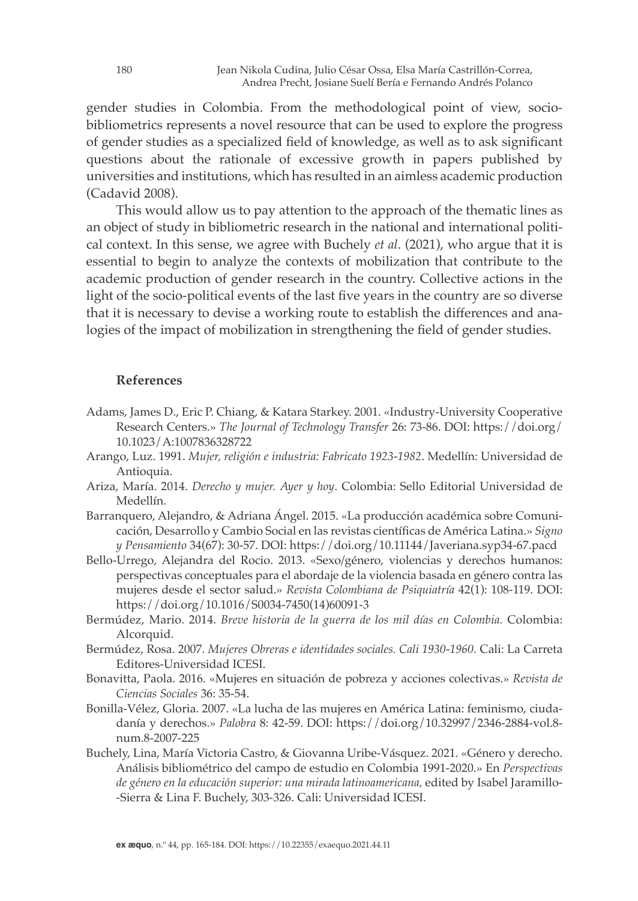gender studies in Colombia. From the methodological point of view, socio-bibliometrics represents a novel resource that can be used to explore the progress of gender studies as a specialized field of knowledge, as well as to ask significant questions about the rationale of excessive growth in papers published by universities and institutions, which has resulted in an aimless academic production (Cadavid 2008).

This would allow us to pay attention to the approach of the thematic lines as an object of study in bibliometric research in the national and international political context. In this sense, we agree with Buchely *et al*. (2021), who argue that it is essential to begin to analyze the contexts of mobilization that contribute to the academic production of gender research in the country. Collective actions in the light of the socio-political events of the last five years in the country are so diverse that it is necessary to devise a working route to establish the differences and analogies of the impact of mobilization in strengthening the field of gender studies.

## References

Adams, James D., Eric P. Chiang, & Katara Starkey. 2001. «Industry-University Cooperative Research Centers.» *The Journal of Technology Transfer* 26: 73-86. DOI: https://doi.org/10.1023/A:1007836328722

Arango, Luz. 1991. *Mujer, religión e industria: Fabricato 1923-1982*. Medellín: Universidad de Antioquia.

Ariza, María. 2014. *Derecho y mujer. Ayer y hoy*. Colombia: Sello Editorial Universidad de Medellín.

Barranquero, Alejandro, & Adriana Ángel. 2015. «La producción académica sobre Comunicación, Desarrollo y Cambio Social en las revistas científicas de América Latina.» *Signo y Pensamiento* 34(67): 30-57. DOI: https://doi.org/10.11144/Javeriana.syp34-67.pacd

Bello-Urrego, Alejandra del Rocio. 2013. «Sexo/género, violencias y derechos humanos: perspectivas conceptuales para el abordaje de la violencia basada en género contra las mujeres desde el sector salud.» *Revista Colombiana de Psiquiatría* 42(1): 108-119. DOI: https://doi.org/10.1016/S0034-7450(14)60091-3

Bermúdez, Mario. 2014. *Breve historia de la guerra de los mil días en Colombia.* Colombia: Alcorquid.

Bermúdez, Rosa. 2007. *Mujeres Obreras e identidades sociales. Cali 1930-1960.* Cali: La Carreta Editores-Universidad ICESI.

Bonavitta, Paola. 2016. «Mujeres en situación de pobreza y acciones colectivas.» *Revista de Ciencias Sociales* 36: 35-54.

Bonilla-Vélez, Gloria. 2007. «La lucha de las mujeres en América Latina: feminismo, ciudadanía y derechos.» *Palobra* 8: 42-59. DOI: https://doi.org/10.32997/2346-2884-vol.8-num.8-2007-225

Buchely, Lina, María Victoria Castro, & Giovanna Uribe-Vásquez. 2021. «Género y derecho. Análisis bibliométrico del campo de estudio en Colombia 1991-2020.» En *Perspectivas de género en la educación superior: una mirada latinoamericana,* edited by Isabel Jaramillo-Sierra & Lina F. Buchely, 303-326. Cali: Universidad ICESI.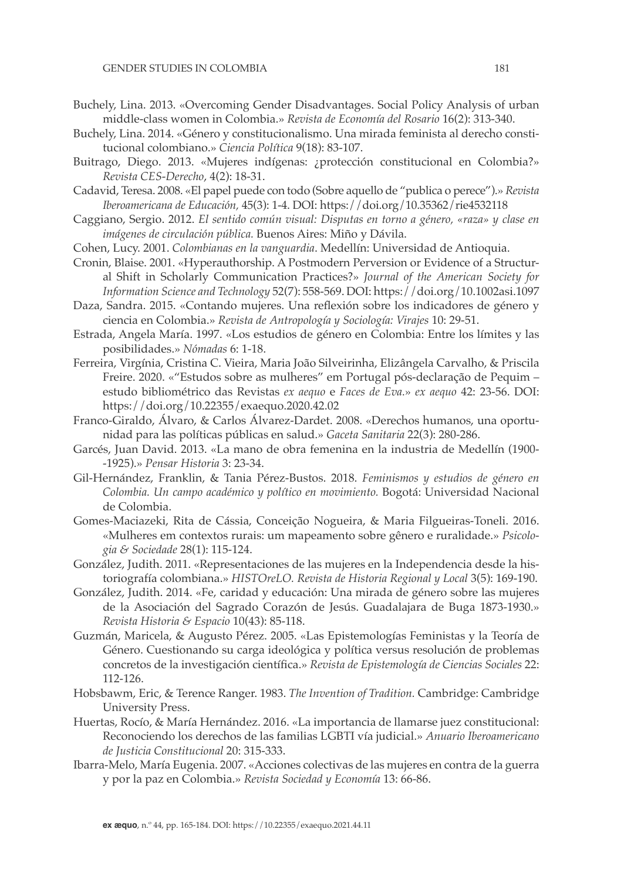Buchely, Lina. 2013. «Overcoming Gender Disadvantages. Social Policy Analysis of urban middle-class women in Colombia.» *Revista de Economía del Rosario* 16(2): 313-340.

Buchely, Lina. 2014. «Género y constitucionalismo. Una mirada feminista al derecho constitucional colombiano.» *Ciencia Política* 9(18): 83-107.

Buitrago, Diego. 2013. «Mujeres indígenas: ¿protección constitucional en Colombia?» *Revista CES-Derecho*, 4(2): 18-31.

Cadavid, Teresa. 2008. «El papel puede con todo (Sobre aquello de "publica o perece").» *Revista Iberoamericana de Educación,* 45(3): 1-4. DOI: https://doi.org/10.35362/rie4532118

Caggiano, Sergio. 2012. *El sentido común visual: Disputas en torno a género, «raza» y clase en imágenes de circulación pública.* Buenos Aires: Miño y Dávila.

Cohen, Lucy. 2001. *Colombianas en la vanguardia*. Medellín: Universidad de Antioquia.

Cronin, Blaise. 2001. «Hyperauthorship. A Postmodern Perversion or Evidence of a Structural Shift in Scholarly Communication Practices?» *Journal of the American Society for Information Science and Technology* 52(7): 558-569. DOI: https://doi.org/10.1002asi.1097

Daza, Sandra. 2015. «Contando mujeres. Una reflexión sobre los indicadores de género y ciencia en Colombia.» *Revista de Antropología y Sociología: Virajes* 10: 29-51.

Estrada, Angela María. 1997. «Los estudios de género en Colombia: Entre los límites y las posibilidades.» *Nómadas* 6: 1-18.

Ferreira, Virgínia, Cristina C. Vieira, Maria João Silveirinha, Elizângela Carvalho, & Priscila Freire. 2020. «"Estudos sobre as mulheres" em Portugal pós-declaração de Pequim – estudo bibliométrico das Revistas *ex aequo* e *Faces de Eva*.» *ex aequo* 42: 23-56. DOI: https://doi.org/10.22355/exaequo.2020.42.02

Franco-Giraldo, Álvaro, & Carlos Álvarez-Dardet. 2008. «Derechos humanos, una oportunidad para las políticas públicas en salud.» *Gaceta Sanitaria* 22(3): 280-286.

Garcés, Juan David. 2013. «La mano de obra femenina en la industria de Medellín (1900--1925).» *Pensar Historia* 3: 23-34.

Gil-Hernández, Franklin, & Tania Pérez-Bustos. 2018. *Feminismos y estudios de género en Colombia. Un campo académico y político en movimiento.* Bogotá: Universidad Nacional de Colombia.

Gomes-Maciazeki, Rita de Cássia, Conceição Nogueira, & Maria Filgueiras-Toneli. 2016. «Mulheres em contextos rurais: um mapeamento sobre gênero e ruralidade.» *Psicologia & Sociedade* 28(1): 115-124.

González, Judith. 2011. «Representaciones de las mujeres en la Independencia desde la historiografía colombiana.» *HISTOreLO. Revista de Historia Regional y Local* 3(5): 169-190.

González, Judith. 2014. «Fe, caridad y educación: Una mirada de género sobre las mujeres de la Asociación del Sagrado Corazón de Jesús. Guadalajara de Buga 1873-1930.» *Revista Historia & Espacio* 10(43): 85-118.

Guzmán, Maricela, & Augusto Pérez. 2005. «Las Epistemologías Feministas y la Teoría de Género. Cuestionando su carga ideológica y política versus resolución de problemas concretos de la investigación científica.» *Revista de Epistemología de Ciencias Sociales* 22: 112-126.

Hobsbawm, Eric, & Terence Ranger. 1983. *The Invention of Tradition.* Cambridge: Cambridge University Press.

Huertas, Rocío, & María Hernández. 2016. «La importancia de llamarse juez constitucional: Reconociendo los derechos de las familias LGBTI vía judicial.» *Anuario Iberoamericano de Justicia Constitucional* 20: 315-333.

Ibarra-Melo, María Eugenia. 2007. «Acciones colectivas de las mujeres en contra de la guerra y por la paz en Colombia.» *Revista Sociedad y Economía* 13: 66-86.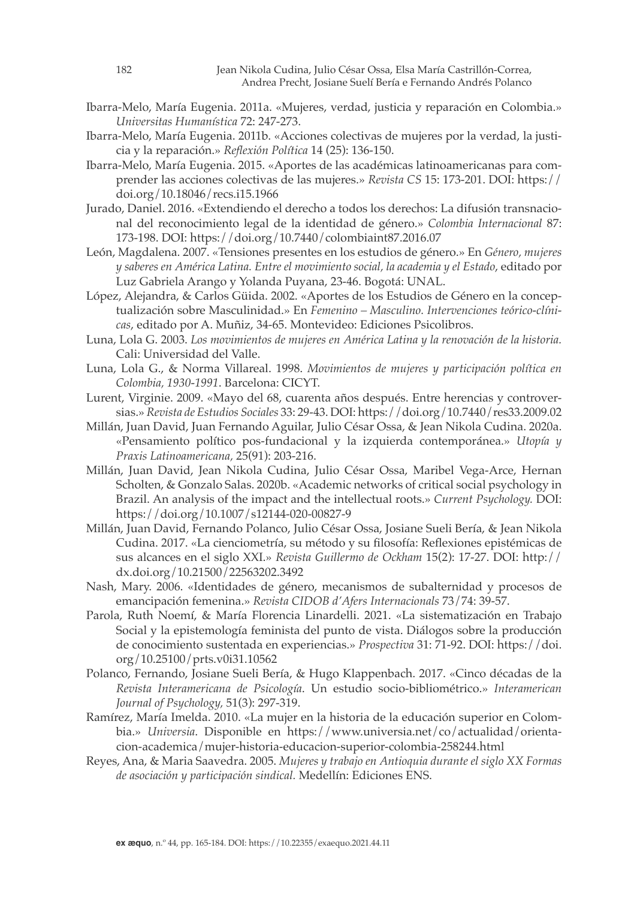Ibarra-Melo, María Eugenia. 2011a. «Mujeres, verdad, justicia y reparación en Colombia.» *Universitas Humanística* 72: 247-273.

Ibarra-Melo, María Eugenia. 2011b. «Acciones colectivas de mujeres por la verdad, la justicia y la reparación.» *Reflexión Política* 14 (25): 136-150.

Ibarra-Melo, María Eugenia. 2015. «Aportes de las académicas latinoamericanas para comprender las acciones colectivas de las mujeres.» *Revista CS* 15: 173-201. DOI: https://doi.org/10.18046/recs.i15.1966

Jurado, Daniel. 2016. «Extendiendo el derecho a todos los derechos: La difusión transnacional del reconocimiento legal de la identidad de género.» *Colombia Internacional* 87: 173-198. DOI: https://doi.org/10.7440/colombiaint87.2016.07

León, Magdalena. 2007. «Tensiones presentes en los estudios de género.» En *Género, mujeres y saberes en América Latina. Entre el movimiento social, la academia y el Estado*, editado por Luz Gabriela Arango y Yolanda Puyana, 23-46. Bogotá: UNAL.

López, Alejandra, & Carlos Güida. 2002. «Aportes de los Estudios de Género en la conceptualización sobre Masculinidad.» En *Femenino – Masculino. Intervenciones teórico-clínicas*, editado por A. Muñiz, 34-65. Montevideo: Ediciones Psicolibros.

Luna, Lola G. 2003. *Los movimientos de mujeres en América Latina y la renovación de la historia.* Cali: Universidad del Valle.

Luna, Lola G., & Norma Villareal. 1998. *Movimientos de mujeres y participación política en Colombia, 1930-1991*. Barcelona: CICYT.

Lurent, Virginie. 2009. «Mayo del 68, cuarenta años después. Entre herencias y controversias.» *Revista de Estudios Sociales* 33: 29-43. DOI: https://doi.org/10.7440/res33.2009.02

Millán, Juan David, Juan Fernando Aguilar, Julio César Ossa, & Jean Nikola Cudina. 2020a. «Pensamiento político pos-fundacional y la izquierda contemporánea.» *Utopía y Praxis Latinoamericana,* 25(91): 203-216.

Millán, Juan David, Jean Nikola Cudina, Julio César Ossa, Maribel Vega-Arce, Hernan Scholten, & Gonzalo Salas. 2020b. «Academic networks of critical social psychology in Brazil. An analysis of the impact and the intellectual roots.» *Current Psychology.* DOI: https://doi.org/10.1007/s12144-020-00827-9

Millán, Juan David, Fernando Polanco, Julio César Ossa, Josiane Sueli Bería, & Jean Nikola Cudina. 2017. «La cienciometría, su método y su filosofía: Reflexiones epistémicas de sus alcances en el siglo XXI.» *Revista Guillermo de Ockham* 15(2): 17-27. DOI: http://dx.doi.org/10.21500/22563202.3492

Nash, Mary. 2006. «Identidades de género, mecanismos de subalternidad y procesos de emancipación femenina.» *Revista CIDOB d'Afers Internacionals* 73/74: 39-57.

Parola, Ruth Noemí, & María Florencia Linardelli. 2021. «La sistematización en Trabajo Social y la epistemología feminista del punto de vista. Diálogos sobre la producción de conocimiento sustentada en experiencias.» *Prospectiva* 31: 71-92. DOI: https://doi.org/10.25100/prts.v0i31.10562

Polanco, Fernando, Josiane Sueli Bería, & Hugo Klappenbach. 2017. «Cinco décadas de la *Revista Interamericana de Psicología*. Un estudio socio-bibliométrico.» *Interamerican Journal of Psychology,* 51(3): 297-319.

Ramírez, María Imelda. 2010. «La mujer en la historia de la educación superior en Colombia.» *Universia*. Disponible en https://www.universia.net/co/actualidad/orientacion-academica/mujer-historia-educacion-superior-colombia-258244.html

Reyes, Ana, & Maria Saavedra. 2005. *Mujeres y trabajo en Antioquia durante el siglo XX Formas de asociación y participación sindical*. Medellín: Ediciones ENS.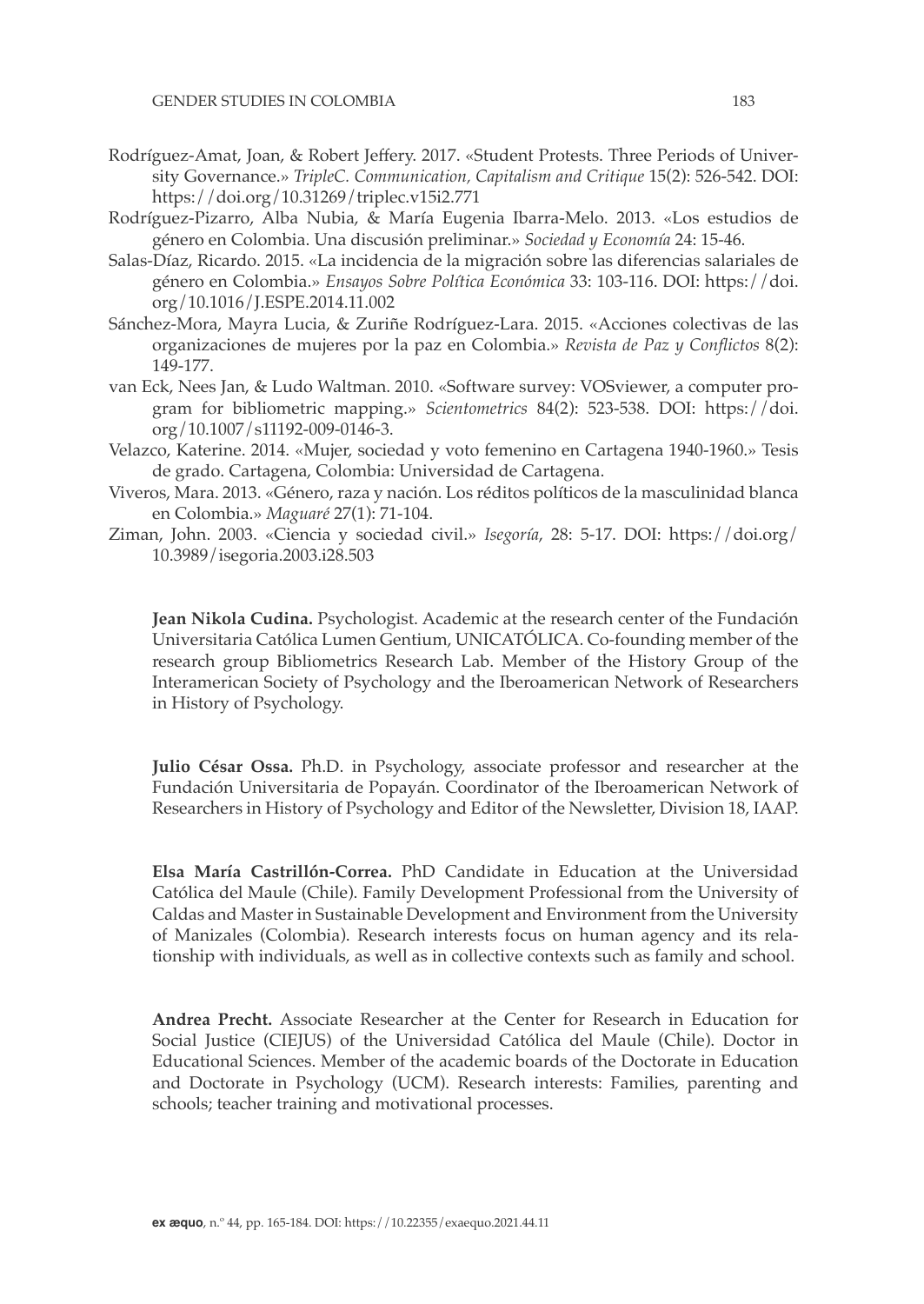Rodríguez-Amat, Joan, & Robert Jeffery. 2017. «Student Protests. Three Periods of University Governance.» *TripleC. Communication, Capitalism and Critique* 15(2): 526-542. DOI: https://doi.org/10.31269/triplec.v15i2.771

Rodríguez-Pizarro, Alba Nubia, & María Eugenia Ibarra-Melo. 2013. «Los estudios de género en Colombia. Una discusión preliminar.» *Sociedad y Economía* 24: 15-46.

Salas-Díaz, Ricardo. 2015. «La incidencia de la migración sobre las diferencias salariales de género en Colombia.» *Ensayos Sobre Política Económica* 33: 103-116. DOI: https://doi.org/10.1016/J.ESPE.2014.11.002

Sánchez-Mora, Mayra Lucia, & Zuriñe Rodríguez-Lara. 2015. «Acciones colectivas de las organizaciones de mujeres por la paz en Colombia.» *Revista de Paz y Conflictos* 8(2): 149-177.

van Eck, Nees Jan, & Ludo Waltman. 2010. «Software survey: VOSviewer, a computer program for bibliometric mapping.» *Scientometrics* 84(2): 523-538. DOI: https://doi.org/10.1007/s11192-009-0146-3.

Velazco, Katerine. 2014. «Mujer, sociedad y voto femenino en Cartagena 1940-1960.» Tesis de grado. Cartagena, Colombia: Universidad de Cartagena.

Viveros, Mara. 2013. «Género, raza y nación. Los réditos políticos de la masculinidad blanca en Colombia.» *Maguaré* 27(1): 71-104.

Ziman, John. 2003. «Ciencia y sociedad civil.» *Isegoría*, 28: 5-17. DOI: https://doi.org/10.3989/isegoria.2003.i28.503

**Jean Nikola Cudina.** Psychologist. Academic at the research center of the Fundación Universitaria Católica Lumen Gentium, UNICATÓLICA. Co-founding member of the research group Bibliometrics Research Lab. Member of the History Group of the Interamerican Society of Psychology and the Iberoamerican Network of Researchers in History of Psychology.

**Julio César Ossa.** Ph.D. in Psychology, associate professor and researcher at the Fundación Universitaria de Popayán. Coordinator of the Iberoamerican Network of Researchers in History of Psychology and Editor of the Newsletter, Division 18, IAAP.

**Elsa María Castrillón-Correa.** PhD Candidate in Education at the Universidad Católica del Maule (Chile). Family Development Professional from the University of Caldas and Master in Sustainable Development and Environment from the University of Manizales (Colombia). Research interests focus on human agency and its relationship with individuals, as well as in collective contexts such as family and school.

**Andrea Precht.** Associate Researcher at the Center for Research in Education for Social Justice (CIEJUS) of the Universidad Católica del Maule (Chile). Doctor in Educational Sciences. Member of the academic boards of the Doctorate in Education and Doctorate in Psychology (UCM). Research interests: Families, parenting and schools; teacher training and motivational processes.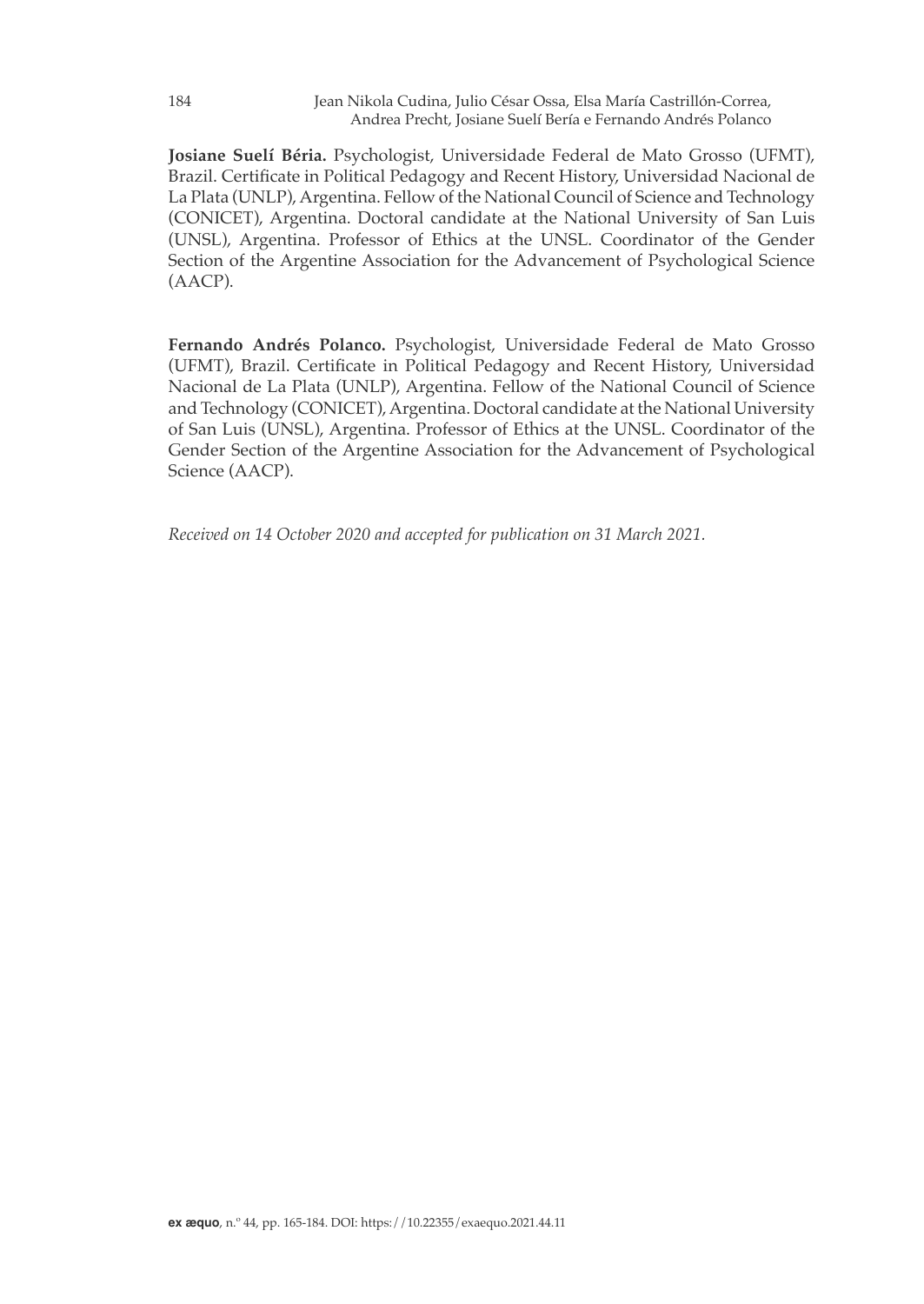**Josiane Suelí Béria.** Psychologist, Universidade Federal de Mato Grosso (UFMT), Brazil. Certificate in Political Pedagogy and Recent History, Universidad Nacional de La Plata (UNLP), Argentina. Fellow of the National Council of Science and Technology (CONICET), Argentina. Doctoral candidate at the National University of San Luis (UNSL), Argentina. Professor of Ethics at the UNSL. Coordinator of the Gender Section of the Argentine Association for the Advancement of Psychological Science (AACP).

**Fernando Andrés Polanco.** Psychologist, Universidade Federal de Mato Grosso (UFMT), Brazil. Certificate in Political Pedagogy and Recent History, Universidad Nacional de La Plata (UNLP), Argentina. Fellow of the National Council of Science and Technology (CONICET), Argentina. Doctoral candidate at the National University of San Luis (UNSL), Argentina. Professor of Ethics at the UNSL. Coordinator of the Gender Section of the Argentine Association for the Advancement of Psychological Science (AACP).

*Received on 14 October 2020 and accepted for publication on 31 March 2021.*